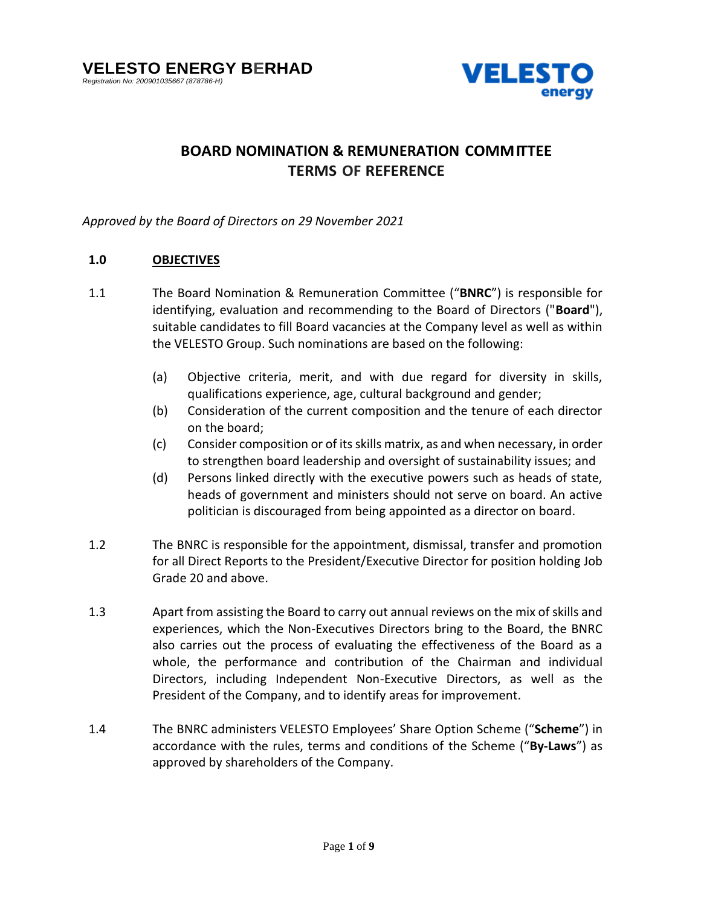**VELESTO ENERGY BERHAD**
*Registration No: 200901035667 (878786-H)*

# BOARD NOMINATION & REMUNERATION COMMITTEE TERMS OF REFERENCE

*Approved by the Board of Directors on 29 November 2021*

## 1.0 OBJECTIVES

1.1 The Board Nomination & Remuneration Committee ("**BNRC**") is responsible for identifying, evaluation and recommending to the Board of Directors ("**Board**"), suitable candidates to fill Board vacancies at the Company level as well as within the VELESTO Group. Such nominations are based on the following:

- (a) Objective criteria, merit, and with due regard for diversity in skills, qualifications experience, age, cultural background and gender;
- (b) Consideration of the current composition and the tenure of each director on the board;
- (c) Consider composition or of its skills matrix, as and when necessary, in order to strengthen board leadership and oversight of sustainability issues; and
- (d) Persons linked directly with the executive powers such as heads of state, heads of government and ministers should not serve on board. An active politician is discouraged from being appointed as a director on board.

1.2 The BNRC is responsible for the appointment, dismissal, transfer and promotion for all Direct Reports to the President/Executive Director for position holding Job Grade 20 and above.

1.3 Apart from assisting the Board to carry out annual reviews on the mix of skills and experiences, which the Non-Executives Directors bring to the Board, the BNRC also carries out the process of evaluating the effectiveness of the Board as a whole, the performance and contribution of the Chairman and individual Directors, including Independent Non-Executive Directors, as well as the President of the Company, and to identify areas for improvement.

1.4 The BNRC administers VELESTO Employees' Share Option Scheme ("**Scheme**") in accordance with the rules, terms and conditions of the Scheme ("**By-Laws**") as approved by shareholders of the Company.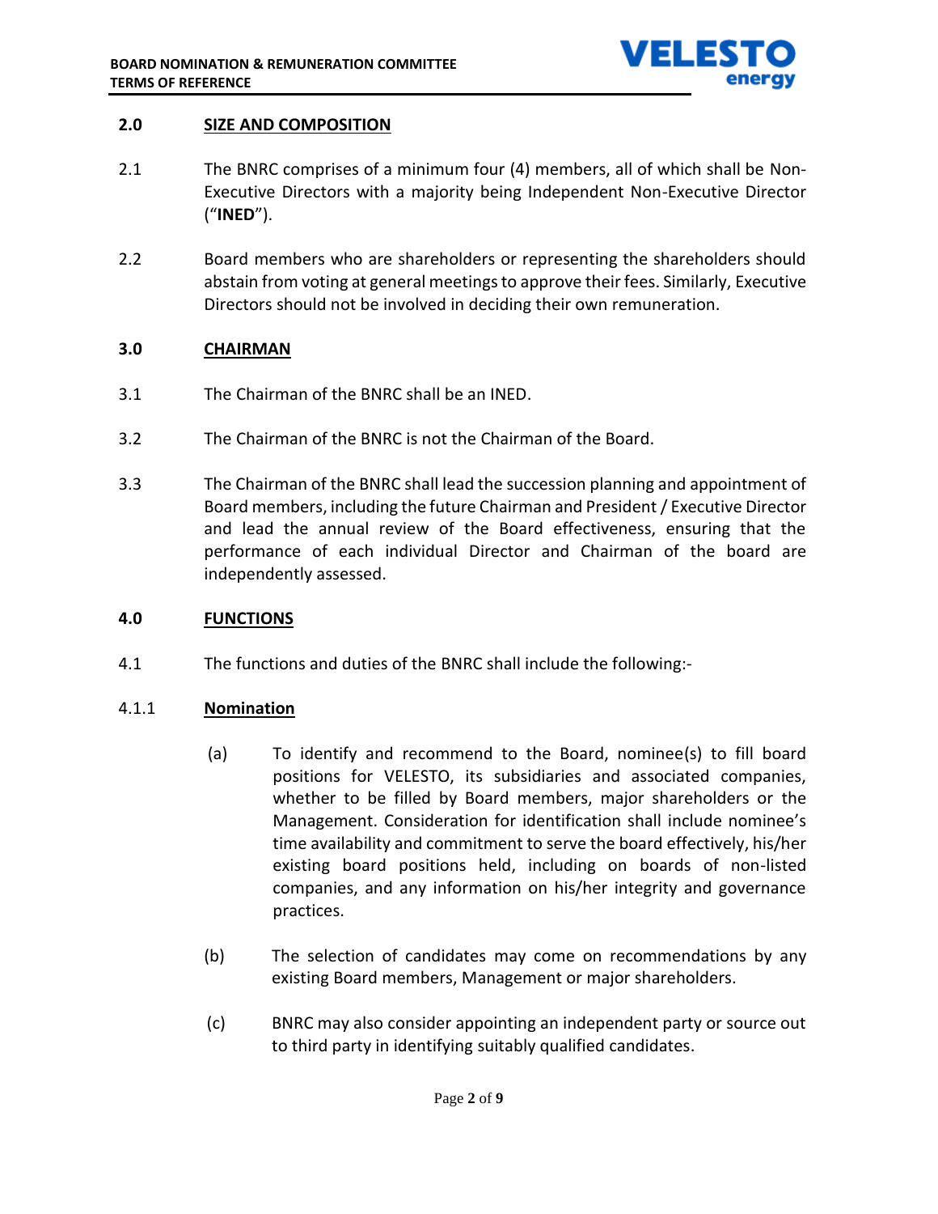## 2.0 SIZE AND COMPOSITION

2.1 The BNRC comprises of a minimum four (4) members, all of which shall be Non-Executive Directors with a majority being Independent Non-Executive Director ("**INED**").

2.2 Board members who are shareholders or representing the shareholders should abstain from voting at general meetings to approve their fees. Similarly, Executive Directors should not be involved in deciding their own remuneration.

## 3.0 CHAIRMAN

3.1 The Chairman of the BNRC shall be an INED.

3.2 The Chairman of the BNRC is not the Chairman of the Board.

3.3 The Chairman of the BNRC shall lead the succession planning and appointment of Board members, including the future Chairman and President / Executive Director and lead the annual review of the Board effectiveness, ensuring that the performance of each individual Director and Chairman of the board are independently assessed.

## 4.0 FUNCTIONS

4.1 The functions and duties of the BNRC shall include the following:-

### 4.1.1 Nomination

(a) To identify and recommend to the Board, nominee(s) to fill board positions for VELESTO, its subsidiaries and associated companies, whether to be filled by Board members, major shareholders or the Management. Consideration for identification shall include nominee's time availability and commitment to serve the board effectively, his/her existing board positions held, including on boards of non-listed companies, and any information on his/her integrity and governance practices.

(b) The selection of candidates may come on recommendations by any existing Board members, Management or major shareholders.

(c) BNRC may also consider appointing an independent party or source out to third party in identifying suitably qualified candidates.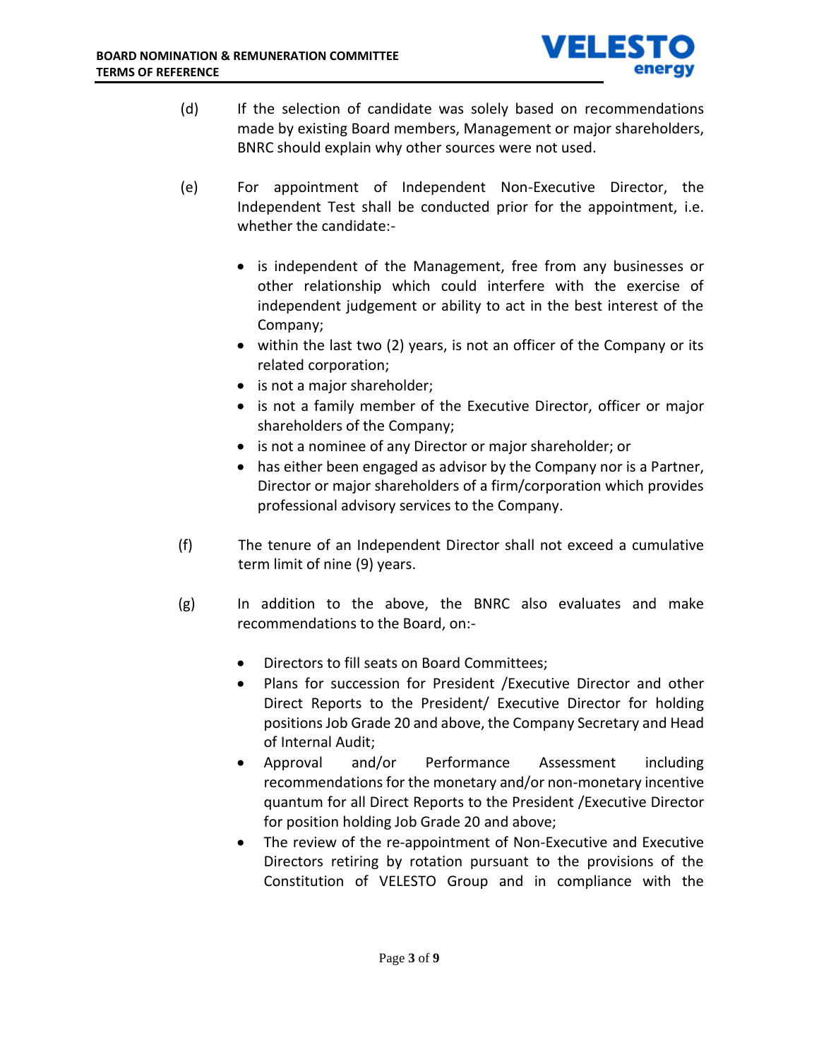(d) If the selection of candidate was solely based on recommendations made by existing Board members, Management or major shareholders, BNRC should explain why other sources were not used.

(e) For appointment of Independent Non-Executive Director, the Independent Test shall be conducted prior for the appointment, i.e. whether the candidate:-

- is independent of the Management, free from any businesses or other relationship which could interfere with the exercise of independent judgement or ability to act in the best interest of the Company;
- within the last two (2) years, is not an officer of the Company or its related corporation;
- is not a major shareholder;
- is not a family member of the Executive Director, officer or major shareholders of the Company;
- is not a nominee of any Director or major shareholder; or
- has either been engaged as advisor by the Company nor is a Partner, Director or major shareholders of a firm/corporation which provides professional advisory services to the Company.

(f) The tenure of an Independent Director shall not exceed a cumulative term limit of nine (9) years.

(g) In addition to the above, the BNRC also evaluates and make recommendations to the Board, on:-

- Directors to fill seats on Board Committees;
- Plans for succession for President /Executive Director and other Direct Reports to the President/ Executive Director for holding positions Job Grade 20 and above, the Company Secretary and Head of Internal Audit;
- Approval and/or Performance Assessment including recommendations for the monetary and/or non-monetary incentive quantum for all Direct Reports to the President /Executive Director for position holding Job Grade 20 and above;
- The review of the re-appointment of Non-Executive and Executive Directors retiring by rotation pursuant to the provisions of the Constitution of VELESTO Group and in compliance with the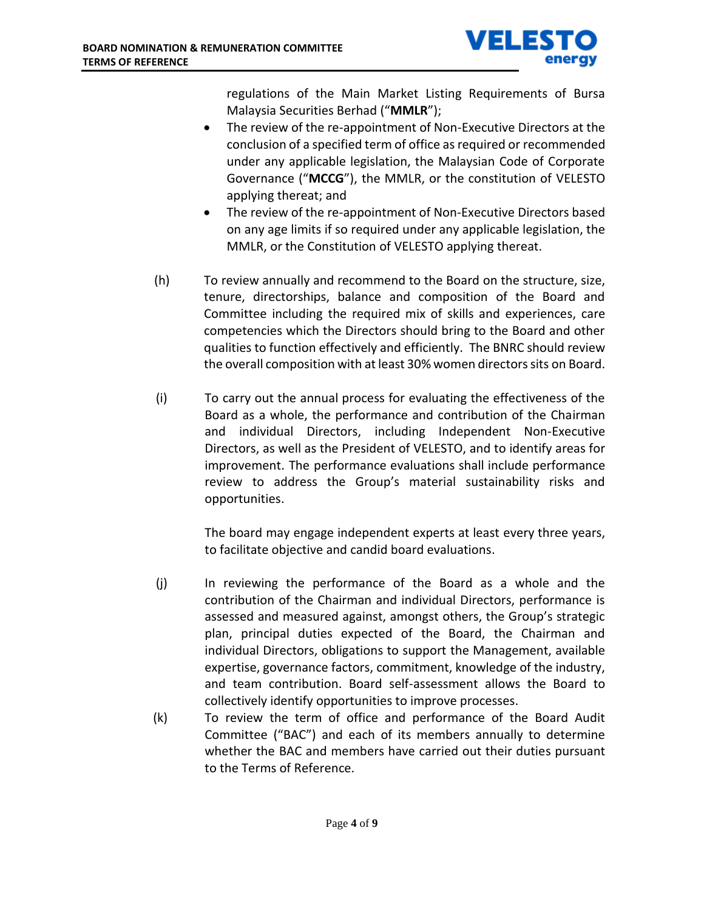regulations of the Main Market Listing Requirements of Bursa Malaysia Securities Berhad ("**MMLR**");

- The review of the re-appointment of Non-Executive Directors at the conclusion of a specified term of office as required or recommended under any applicable legislation, the Malaysian Code of Corporate Governance ("**MCCG**"), the MMLR, or the constitution of VELESTO applying thereat; and
- The review of the re-appointment of Non-Executive Directors based on any age limits if so required under any applicable legislation, the MMLR, or the Constitution of VELESTO applying thereat.

(h) To review annually and recommend to the Board on the structure, size, tenure, directorships, balance and composition of the Board and Committee including the required mix of skills and experiences, care competencies which the Directors should bring to the Board and other qualities to function effectively and efficiently. The BNRC should review the overall composition with at least 30% women directors sits on Board.

(i) To carry out the annual process for evaluating the effectiveness of the Board as a whole, the performance and contribution of the Chairman and individual Directors, including Independent Non-Executive Directors, as well as the President of VELESTO, and to identify areas for improvement. The performance evaluations shall include performance review to address the Group's material sustainability risks and opportunities.

The board may engage independent experts at least every three years, to facilitate objective and candid board evaluations.

(j) In reviewing the performance of the Board as a whole and the contribution of the Chairman and individual Directors, performance is assessed and measured against, amongst others, the Group's strategic plan, principal duties expected of the Board, the Chairman and individual Directors, obligations to support the Management, available expertise, governance factors, commitment, knowledge of the industry, and team contribution. Board self-assessment allows the Board to collectively identify opportunities to improve processes.

(k) To review the term of office and performance of the Board Audit Committee ("BAC") and each of its members annually to determine whether the BAC and members have carried out their duties pursuant to the Terms of Reference.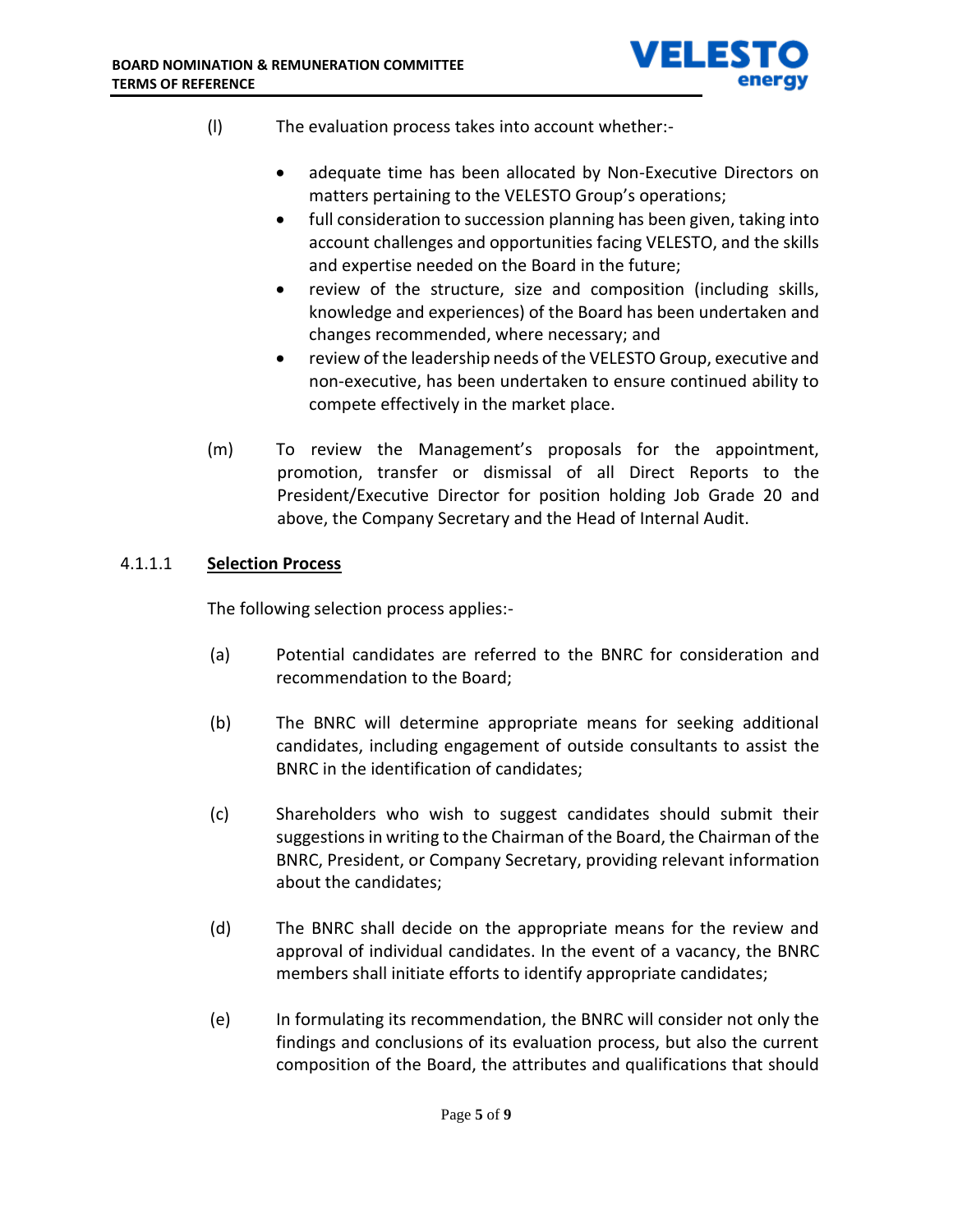(l) The evaluation process takes into account whether:-

- adequate time has been allocated by Non-Executive Directors on matters pertaining to the VELESTO Group's operations;
- full consideration to succession planning has been given, taking into account challenges and opportunities facing VELESTO, and the skills and expertise needed on the Board in the future;
- review of the structure, size and composition (including skills, knowledge and experiences) of the Board has been undertaken and changes recommended, where necessary; and
- review of the leadership needs of the VELESTO Group, executive and non-executive, has been undertaken to ensure continued ability to compete effectively in the market place.

(m) To review the Management's proposals for the appointment, promotion, transfer or dismissal of all Direct Reports to the President/Executive Director for position holding Job Grade 20 and above, the Company Secretary and the Head of Internal Audit.

4.1.1.1 **Selection Process**

The following selection process applies:-

(a) Potential candidates are referred to the BNRC for consideration and recommendation to the Board;

(b) The BNRC will determine appropriate means for seeking additional candidates, including engagement of outside consultants to assist the BNRC in the identification of candidates;

(c) Shareholders who wish to suggest candidates should submit their suggestions in writing to the Chairman of the Board, the Chairman of the BNRC, President, or Company Secretary, providing relevant information about the candidates;

(d) The BNRC shall decide on the appropriate means for the review and approval of individual candidates. In the event of a vacancy, the BNRC members shall initiate efforts to identify appropriate candidates;

(e) In formulating its recommendation, the BNRC will consider not only the findings and conclusions of its evaluation process, but also the current composition of the Board, the attributes and qualifications that should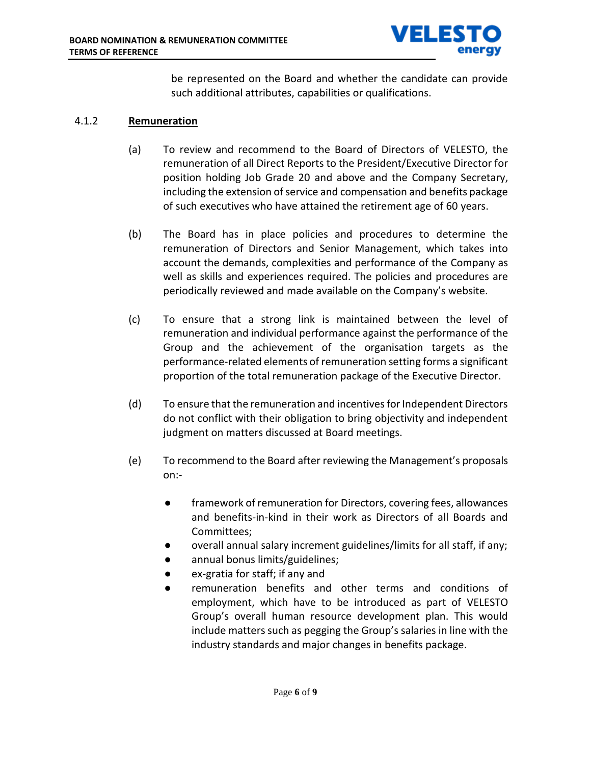be represented on the Board and whether the candidate can provide such additional attributes, capabilities or qualifications.

### 4.1.2 **Remuneration**

(a) To review and recommend to the Board of Directors of VELESTO, the remuneration of all Direct Reports to the President/Executive Director for position holding Job Grade 20 and above and the Company Secretary, including the extension of service and compensation and benefits package of such executives who have attained the retirement age of 60 years.

(b) The Board has in place policies and procedures to determine the remuneration of Directors and Senior Management, which takes into account the demands, complexities and performance of the Company as well as skills and experiences required. The policies and procedures are periodically reviewed and made available on the Company's website.

(c) To ensure that a strong link is maintained between the level of remuneration and individual performance against the performance of the Group and the achievement of the organisation targets as the performance-related elements of remuneration setting forms a significant proportion of the total remuneration package of the Executive Director.

(d) To ensure that the remuneration and incentives for Independent Directors do not conflict with their obligation to bring objectivity and independent judgment on matters discussed at Board meetings.

(e) To recommend to the Board after reviewing the Management's proposals on:-

- framework of remuneration for Directors, covering fees, allowances and benefits-in-kind in their work as Directors of all Boards and Committees;
- overall annual salary increment guidelines/limits for all staff, if any;
- annual bonus limits/guidelines;
- ex-gratia for staff; if any and
- remuneration benefits and other terms and conditions of employment, which have to be introduced as part of VELESTO Group's overall human resource development plan. This would include matters such as pegging the Group's salaries in line with the industry standards and major changes in benefits package.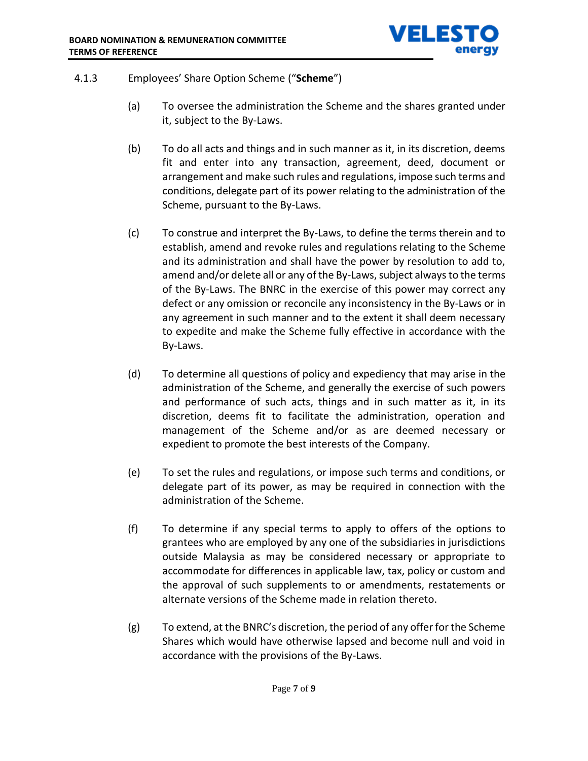4.1.3 Employees' Share Option Scheme ("**Scheme**")

(a) To oversee the administration the Scheme and the shares granted under it, subject to the By-Laws.

(b) To do all acts and things and in such manner as it, in its discretion, deems fit and enter into any transaction, agreement, deed, document or arrangement and make such rules and regulations, impose such terms and conditions, delegate part of its power relating to the administration of the Scheme, pursuant to the By-Laws.

(c) To construe and interpret the By-Laws, to define the terms therein and to establish, amend and revoke rules and regulations relating to the Scheme and its administration and shall have the power by resolution to add to, amend and/or delete all or any of the By-Laws, subject always to the terms of the By-Laws. The BNRC in the exercise of this power may correct any defect or any omission or reconcile any inconsistency in the By-Laws or in any agreement in such manner and to the extent it shall deem necessary to expedite and make the Scheme fully effective in accordance with the By-Laws.

(d) To determine all questions of policy and expediency that may arise in the administration of the Scheme, and generally the exercise of such powers and performance of such acts, things and in such matter as it, in its discretion, deems fit to facilitate the administration, operation and management of the Scheme and/or as are deemed necessary or expedient to promote the best interests of the Company.

(e) To set the rules and regulations, or impose such terms and conditions, or delegate part of its power, as may be required in connection with the administration of the Scheme.

(f) To determine if any special terms to apply to offers of the options to grantees who are employed by any one of the subsidiaries in jurisdictions outside Malaysia as may be considered necessary or appropriate to accommodate for differences in applicable law, tax, policy or custom and the approval of such supplements to or amendments, restatements or alternate versions of the Scheme made in relation thereto.

(g) To extend, at the BNRC's discretion, the period of any offer for the Scheme Shares which would have otherwise lapsed and become null and void in accordance with the provisions of the By-Laws.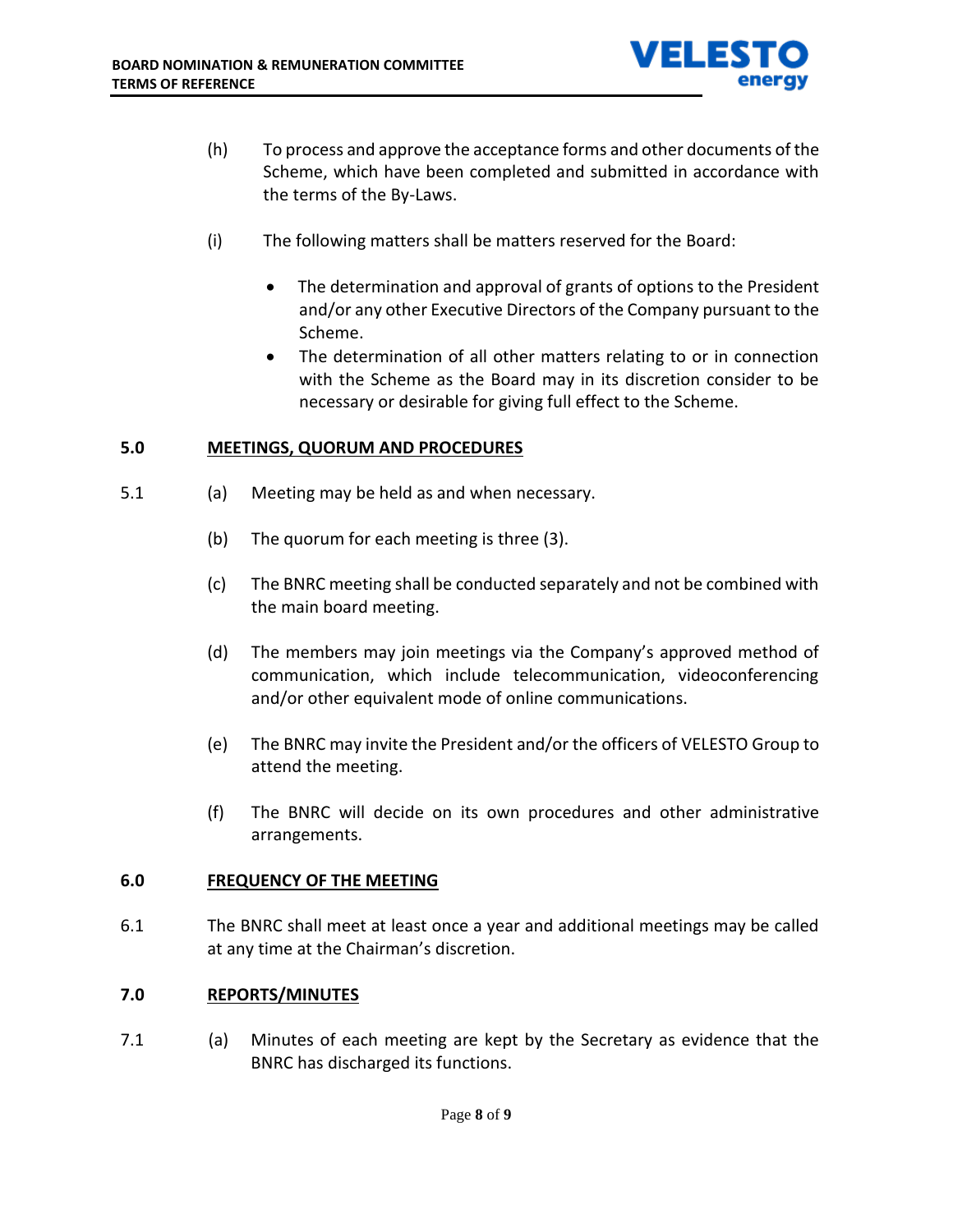(h) To process and approve the acceptance forms and other documents of the Scheme, which have been completed and submitted in accordance with the terms of the By-Laws.

(i) The following matters shall be matters reserved for the Board:

- The determination and approval of grants of options to the President and/or any other Executive Directors of the Company pursuant to the Scheme.
- The determination of all other matters relating to or in connection with the Scheme as the Board may in its discretion consider to be necessary or desirable for giving full effect to the Scheme.

## 5.0 MEETINGS, QUORUM AND PROCEDURES

5.1 (a) Meeting may be held as and when necessary.

(b) The quorum for each meeting is three (3).

(c) The BNRC meeting shall be conducted separately and not be combined with the main board meeting.

(d) The members may join meetings via the Company's approved method of communication, which include telecommunication, videoconferencing and/or other equivalent mode of online communications.

(e) The BNRC may invite the President and/or the officers of VELESTO Group to attend the meeting.

(f) The BNRC will decide on its own procedures and other administrative arrangements.

## 6.0 FREQUENCY OF THE MEETING

6.1 The BNRC shall meet at least once a year and additional meetings may be called at any time at the Chairman's discretion.

## 7.0 REPORTS/MINUTES

7.1 (a) Minutes of each meeting are kept by the Secretary as evidence that the BNRC has discharged its functions.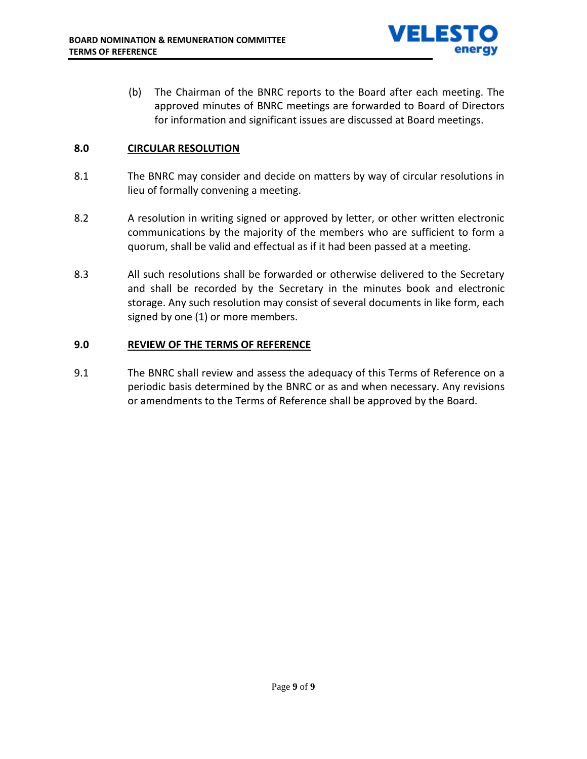(b) The Chairman of the BNRC reports to the Board after each meeting. The approved minutes of BNRC meetings are forwarded to Board of Directors for information and significant issues are discussed at Board meetings.

## 8.0 CIRCULAR RESOLUTION

8.1 The BNRC may consider and decide on matters by way of circular resolutions in lieu of formally convening a meeting.

8.2 A resolution in writing signed or approved by letter, or other written electronic communications by the majority of the members who are sufficient to form a quorum, shall be valid and effectual as if it had been passed at a meeting.

8.3 All such resolutions shall be forwarded or otherwise delivered to the Secretary and shall be recorded by the Secretary in the minutes book and electronic storage. Any such resolution may consist of several documents in like form, each signed by one (1) or more members.

## 9.0 REVIEW OF THE TERMS OF REFERENCE

9.1 The BNRC shall review and assess the adequacy of this Terms of Reference on a periodic basis determined by the BNRC or as and when necessary. Any revisions or amendments to the Terms of Reference shall be approved by the Board.